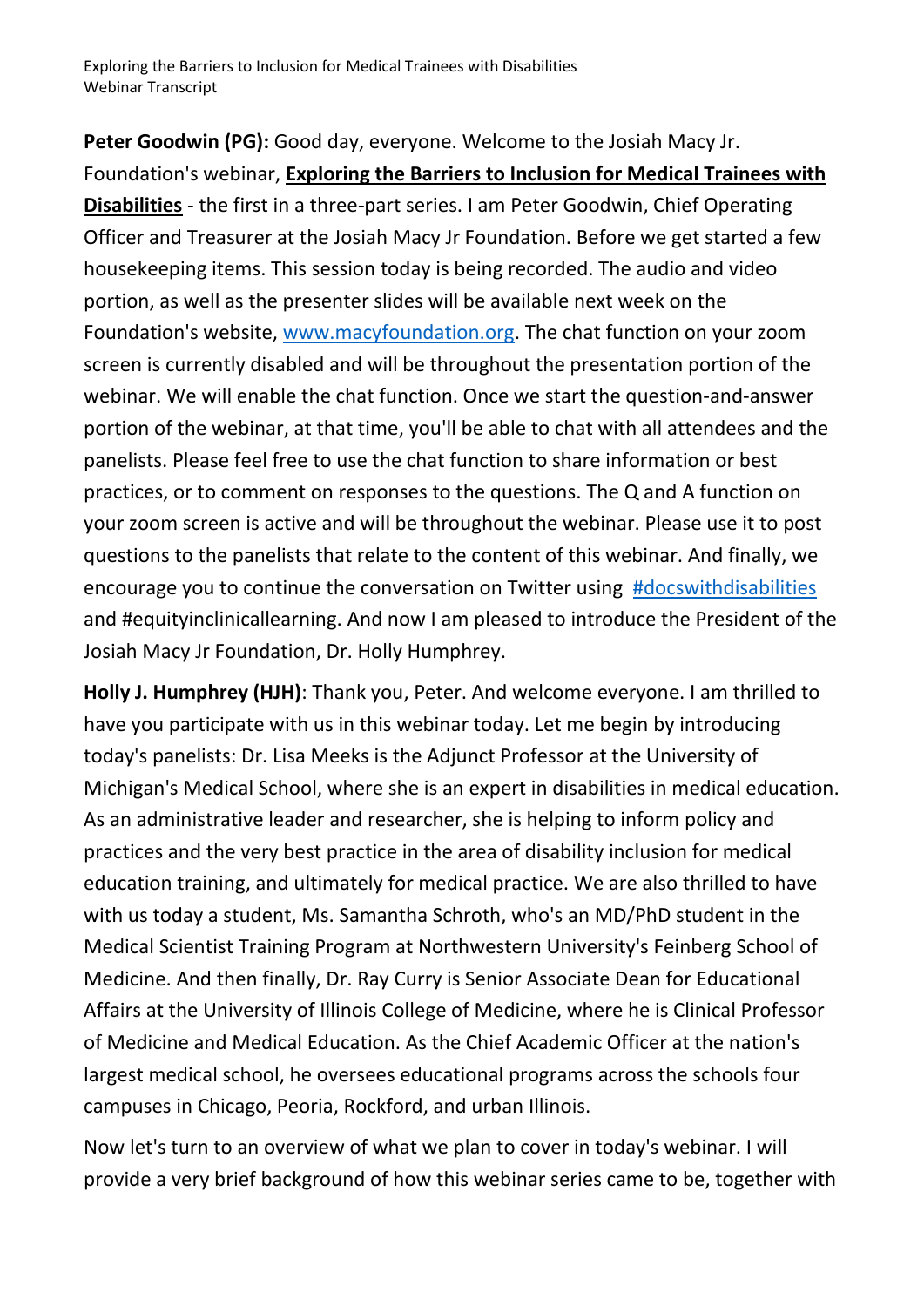**Peter Goodwin (PG):** Good day, everyone. Welcome to the Josiah Macy Jr. Foundation's webinar, **Exploring the Barriers to Inclusion for Medical Trainees with Disabilities** - the first in a three-part series. I am Peter Goodwin, Chief Operating Officer and Treasurer at the Josiah Macy Jr Foundation. Before we get started a few housekeeping items. This session today is being recorded. The audio and video portion, as well as the presenter slides will be available next week on the Foundation's website, www.macyfoundation.org. The chat function on your zoom screen is currently disabled and will be throughout the presentation portion of the webinar. We will enable the chat function. Once we start the question-and-answer portion of the webinar, at that time, you'll be able to chat with all attendees and the panelists. Please feel free to use the chat function to share information or best practices, or to comment on responses to the questions. The Q and A function on your zoom screen is active and will be throughout the webinar. Please use it to post questions to the panelists that relate to the content of this webinar. And finally, we encourage you to continue the conversation on Twitter using #docswithdisabilities and #equityinclinicallearning. And now I am pleased to introduce the President of the Josiah Macy Jr Foundation, Dr. Holly Humphrey.

**Holly J. Humphrey (HJH)**: Thank you, Peter. And welcome everyone. I am thrilled to have you participate with us in this webinar today. Let me begin by introducing today's panelists: Dr. Lisa Meeks is the Adjunct Professor at the University of Michigan's Medical School, where she is an expert in disabilities in medical education. As an administrative leader and researcher, she is helping to inform policy and practices and the very best practice in the area of disability inclusion for medical education training, and ultimately for medical practice. We are also thrilled to have with us today a student, Ms. Samantha Schroth, who's an MD/PhD student in the Medical Scientist Training Program at Northwestern University's Feinberg School of Medicine. And then finally, Dr. Ray Curry is Senior Associate Dean for Educational Affairs at the University of Illinois College of Medicine, where he is Clinical Professor of Medicine and Medical Education. As the Chief Academic Officer at the nation's largest medical school, he oversees educational programs across the schools four campuses in Chicago, Peoria, Rockford, and urban Illinois.

Now let's turn to an overview of what we plan to cover in today's webinar. I will provide a very brief background of how this webinar series came to be, together with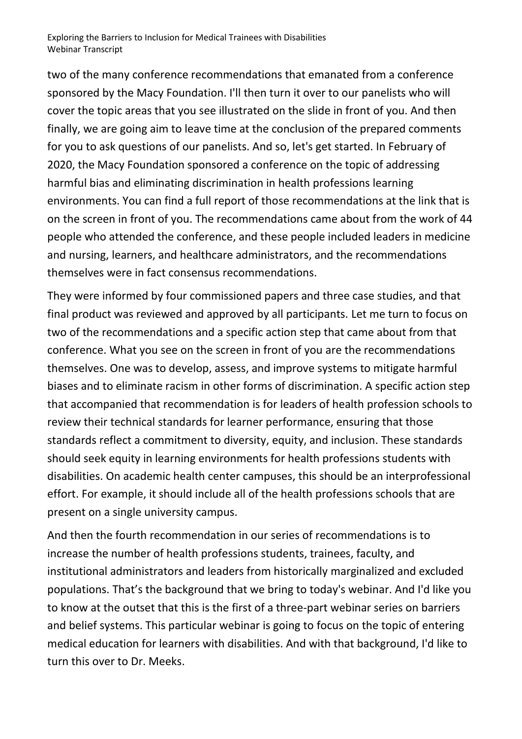two of the many conference recommendations that emanated from a conference sponsored by the Macy Foundation. I'll then turn it over to our panelists who will cover the topic areas that you see illustrated on the slide in front of you. And then finally, we are going aim to leave time at the conclusion of the prepared comments for you to ask questions of our panelists. And so, let's get started. In February of 2020, the Macy Foundation sponsored a conference on the topic of addressing harmful bias and eliminating discrimination in health professions learning environments. You can find a full report of those recommendations at the link that is on the screen in front of you. The recommendations came about from the work of 44 people who attended the conference, and these people included leaders in medicine and nursing, learners, and healthcare administrators, and the recommendations themselves were in fact consensus recommendations.

They were informed by four commissioned papers and three case studies, and that final product was reviewed and approved by all participants. Let me turn to focus on two of the recommendations and a specific action step that came about from that conference. What you see on the screen in front of you are the recommendations themselves. One was to develop, assess, and improve systems to mitigate harmful biases and to eliminate racism in other forms of discrimination. A specific action step that accompanied that recommendation is for leaders of health profession schools to review their technical standards for learner performance, ensuring that those standards reflect a commitment to diversity, equity, and inclusion. These standards should seek equity in learning environments for health professions students with disabilities. On academic health center campuses, this should be an interprofessional effort. For example, it should include all of the health professions schools that are present on a single university campus.

And then the fourth recommendation in our series of recommendations is to increase the number of health professions students, trainees, faculty, and institutional administrators and leaders from historically marginalized and excluded populations. That's the background that we bring to today's webinar. And I'd like you to know at the outset that this is the first of a three-part webinar series on barriers and belief systems. This particular webinar is going to focus on the topic of entering medical education for learners with disabilities. And with that background, I'd like to turn this over to Dr. Meeks.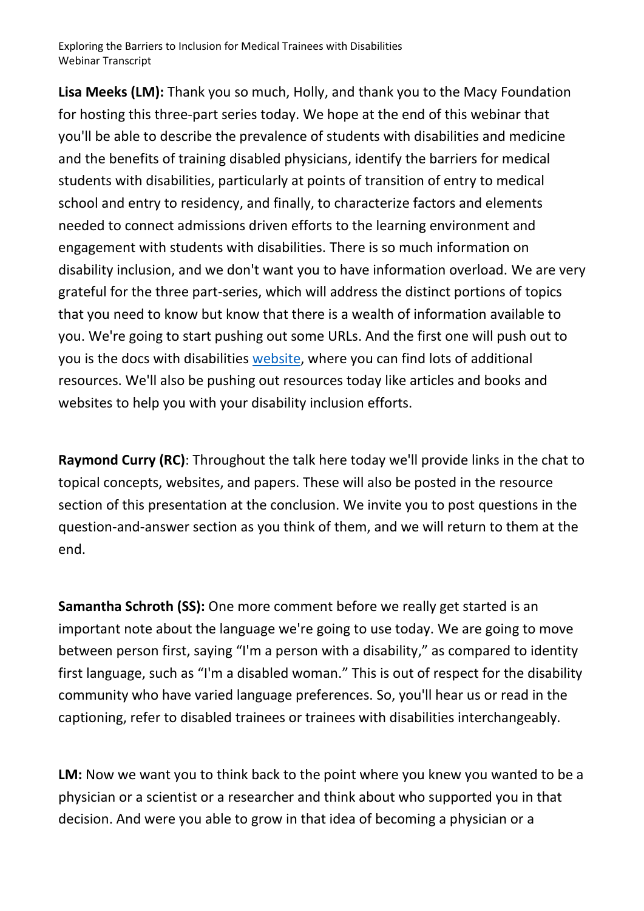**Lisa Meeks (LM):** Thank you so much, Holly, and thank you to the Macy Foundation for hosting this three-part series today. We hope at the end of this webinar that you'll be able to describe the prevalence of students with disabilities and medicine and the benefits of training disabled physicians, identify the barriers for medical students with disabilities, particularly at points of transition of entry to medical school and entry to residency, and finally, to characterize factors and elements needed to connect admissions driven efforts to the learning environment and engagement with students with disabilities. There is so much information on disability inclusion, and we don't want you to have information overload. We are very grateful for the three part-series, which will address the distinct portions of topics that you need to know but know that there is a wealth of information available to you. We're going to start pushing out some URLs. And the first one will push out to you is the docs with disabilities website, where you can find lots of additional resources. We'll also be pushing out resources today like articles and books and websites to help you with your disability inclusion efforts.

**Raymond Curry (RC)**: Throughout the talk here today we'll provide links in the chat to topical concepts, websites, and papers. These will also be posted in the resource section of this presentation at the conclusion. We invite you to post questions in the question-and-answer section as you think of them, and we will return to them at the end.

**Samantha Schroth (SS):** One more comment before we really get started is an important note about the language we're going to use today. We are going to move between person first, saying "I'm a person with a disability," as compared to identity first language, such as "I'm a disabled woman." This is out of respect for the disability community who have varied language preferences. So, you'll hear us or read in the captioning, refer to disabled trainees or trainees with disabilities interchangeably.

**LM:** Now we want you to think back to the point where you knew you wanted to be a physician or a scientist or a researcher and think about who supported you in that decision. And were you able to grow in that idea of becoming a physician or a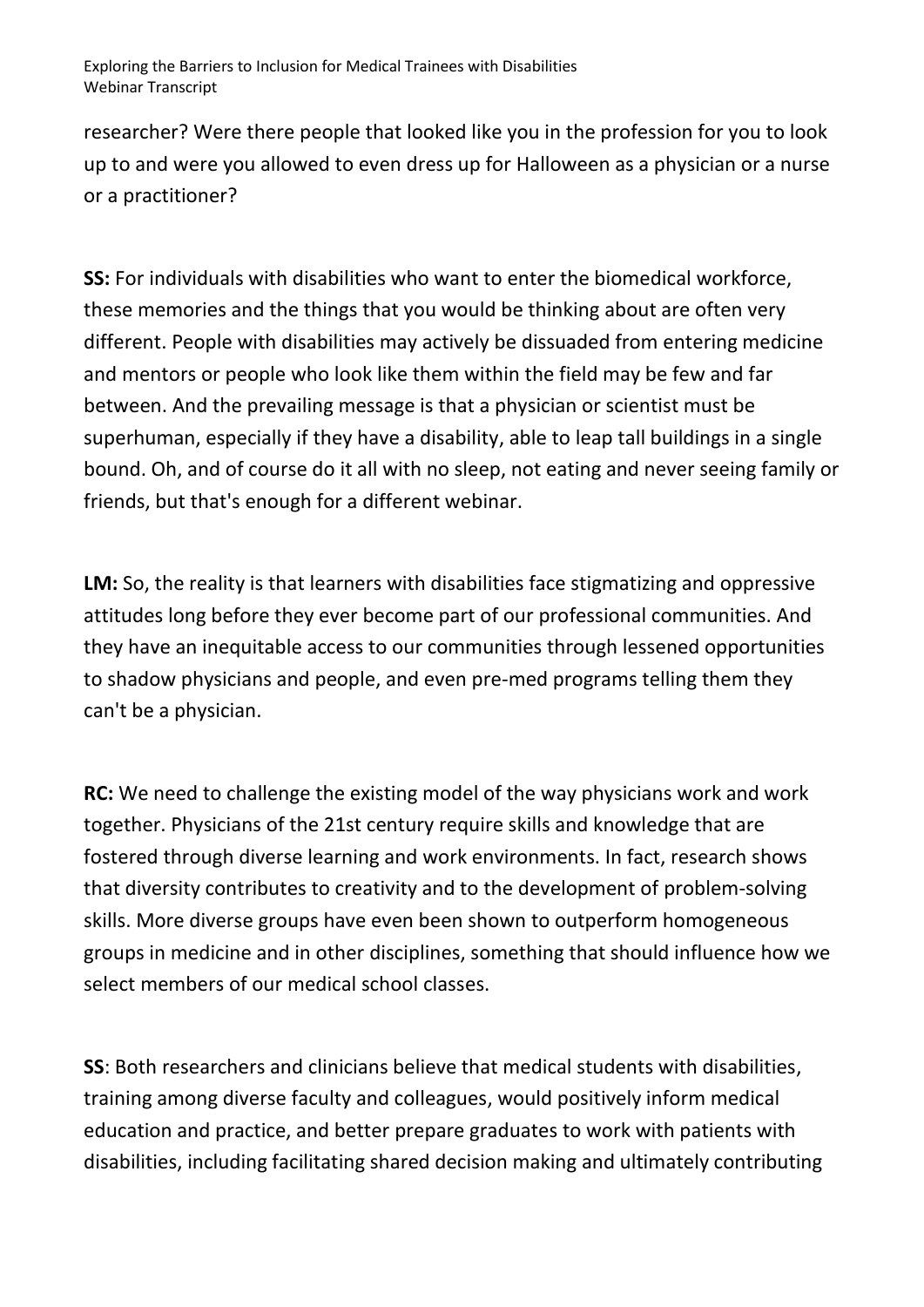researcher? Were there people that looked like you in the profession for you to look up to and were you allowed to even dress up for Halloween as a physician or a nurse or a practitioner?

**SS:** For individuals with disabilities who want to enter the biomedical workforce, these memories and the things that you would be thinking about are often very different. People with disabilities may actively be dissuaded from entering medicine and mentors or people who look like them within the field may be few and far between. And the prevailing message is that a physician or scientist must be superhuman, especially if they have a disability, able to leap tall buildings in a single bound. Oh, and of course do it all with no sleep, not eating and never seeing family or friends, but that's enough for a different webinar.

**LM:** So, the reality is that learners with disabilities face stigmatizing and oppressive attitudes long before they ever become part of our professional communities. And they have an inequitable access to our communities through lessened opportunities to shadow physicians and people, and even pre-med programs telling them they can't be a physician.

**RC:** We need to challenge the existing model of the way physicians work and work together. Physicians of the 21st century require skills and knowledge that are fostered through diverse learning and work environments. In fact, research shows that diversity contributes to creativity and to the development of problem-solving skills. More diverse groups have even been shown to outperform homogeneous groups in medicine and in other disciplines, something that should influence how we select members of our medical school classes.

**SS**: Both researchers and clinicians believe that medical students with disabilities, training among diverse faculty and colleagues, would positively inform medical education and practice, and better prepare graduates to work with patients with disabilities, including facilitating shared decision making and ultimately contributing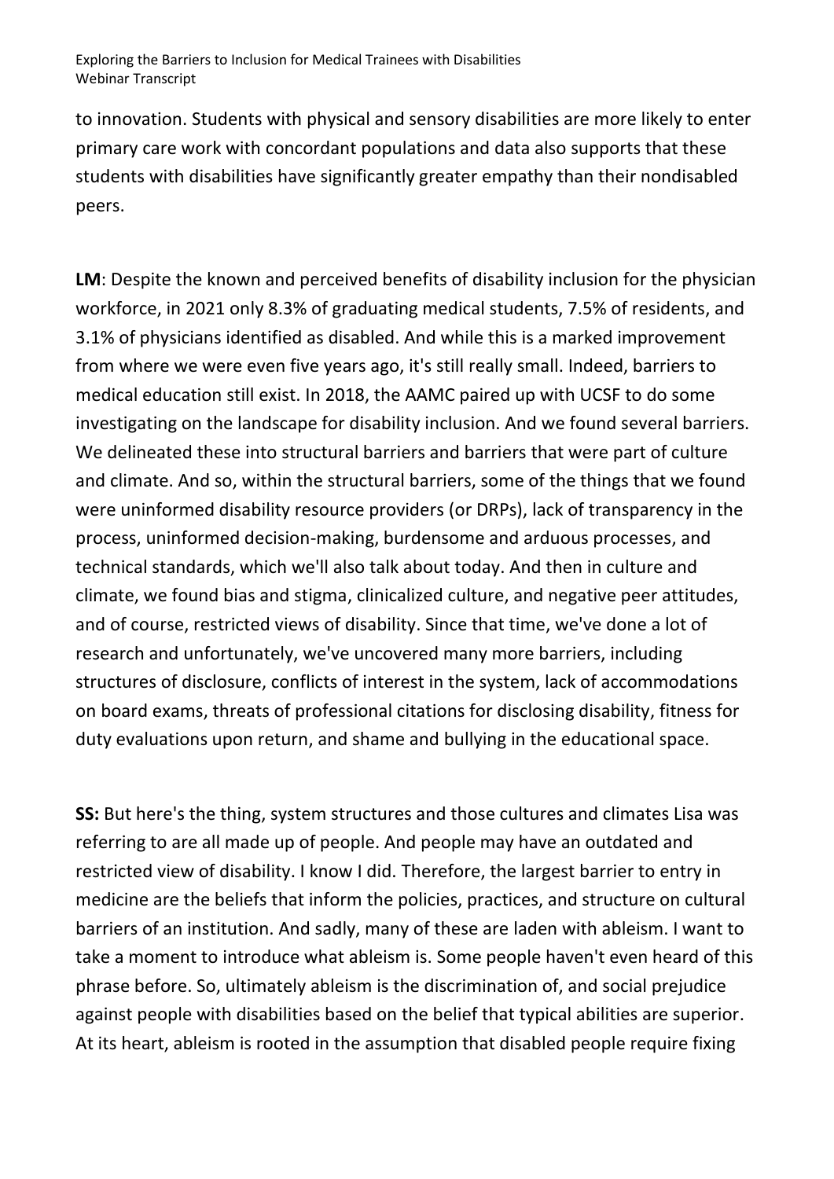to innovation. Students with physical and sensory disabilities are more likely to enter primary care work with concordant populations and data also supports that these students with disabilities have significantly greater empathy than their nondisabled peers.

**LM**: Despite the known and perceived benefits of disability inclusion for the physician workforce, in 2021 only 8.3% of graduating medical students, 7.5% of residents, and 3.1% of physicians identified as disabled. And while this is a marked improvement from where we were even five years ago, it's still really small. Indeed, barriers to medical education still exist. In 2018, the AAMC paired up with UCSF to do some investigating on the landscape for disability inclusion. And we found several barriers. We delineated these into structural barriers and barriers that were part of culture and climate. And so, within the structural barriers, some of the things that we found were uninformed disability resource providers (or DRPs), lack of transparency in the process, uninformed decision-making, burdensome and arduous processes, and technical standards, which we'll also talk about today. And then in culture and climate, we found bias and stigma, clinicalized culture, and negative peer attitudes, and of course, restricted views of disability. Since that time, we've done a lot of research and unfortunately, we've uncovered many more barriers, including structures of disclosure, conflicts of interest in the system, lack of accommodations on board exams, threats of professional citations for disclosing disability, fitness for duty evaluations upon return, and shame and bullying in the educational space.

**SS:** But here's the thing, system structures and those cultures and climates Lisa was referring to are all made up of people. And people may have an outdated and restricted view of disability. I know I did. Therefore, the largest barrier to entry in medicine are the beliefs that inform the policies, practices, and structure on cultural barriers of an institution. And sadly, many of these are laden with ableism. I want to take a moment to introduce what ableism is. Some people haven't even heard of this phrase before. So, ultimately ableism is the discrimination of, and social prejudice against people with disabilities based on the belief that typical abilities are superior. At its heart, ableism is rooted in the assumption that disabled people require fixing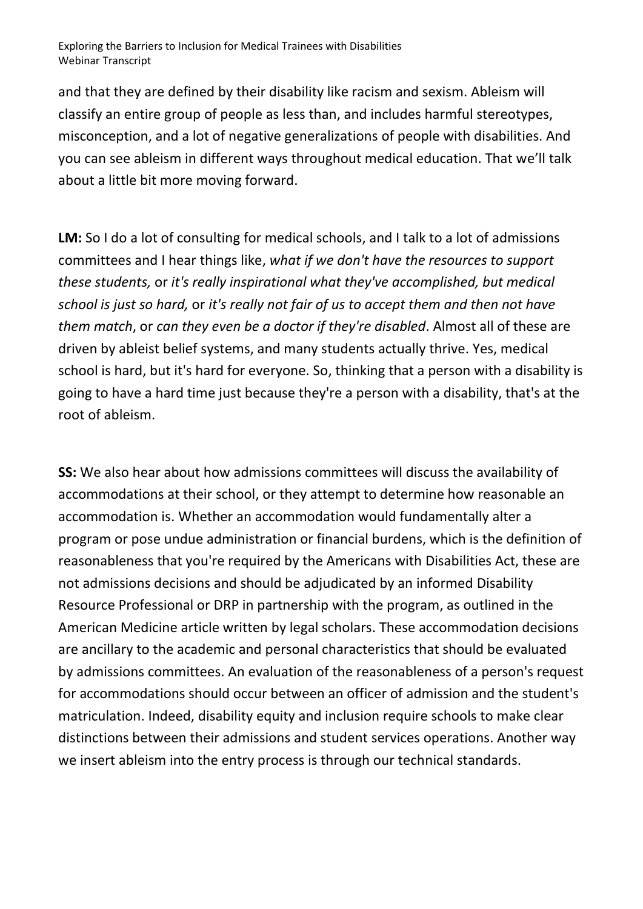and that they are defined by their disability like racism and sexism. Ableism will classify an entire group of people as less than, and includes harmful stereotypes, misconception, and a lot of negative generalizations of people with disabilities. And you can see ableism in different ways throughout medical education. That we'll talk about a little bit more moving forward.

**LM:** So I do a lot of consulting for medical schools, and I talk to a lot of admissions committees and I hear things like, *what if we don't have the resources to support these students,* or *it's really inspirational what they've accomplished, but medical school is just so hard,* or *it's really not fair of us to accept them and then not have them match*, or *can they even be a doctor if they're disabled*. Almost all of these are driven by ableist belief systems, and many students actually thrive. Yes, medical school is hard, but it's hard for everyone. So, thinking that a person with a disability is going to have a hard time just because they're a person with a disability, that's at the root of ableism.

**SS:** We also hear about how admissions committees will discuss the availability of accommodations at their school, or they attempt to determine how reasonable an accommodation is. Whether an accommodation would fundamentally alter a program or pose undue administration or financial burdens, which is the definition of reasonableness that you're required by the Americans with Disabilities Act, these are not admissions decisions and should be adjudicated by an informed Disability Resource Professional or DRP in partnership with the program, as outlined in the American Medicine article written by legal scholars. These accommodation decisions are ancillary to the academic and personal characteristics that should be evaluated by admissions committees. An evaluation of the reasonableness of a person's request for accommodations should occur between an officer of admission and the student's matriculation. Indeed, disability equity and inclusion require schools to make clear distinctions between their admissions and student services operations. Another way we insert ableism into the entry process is through our technical standards.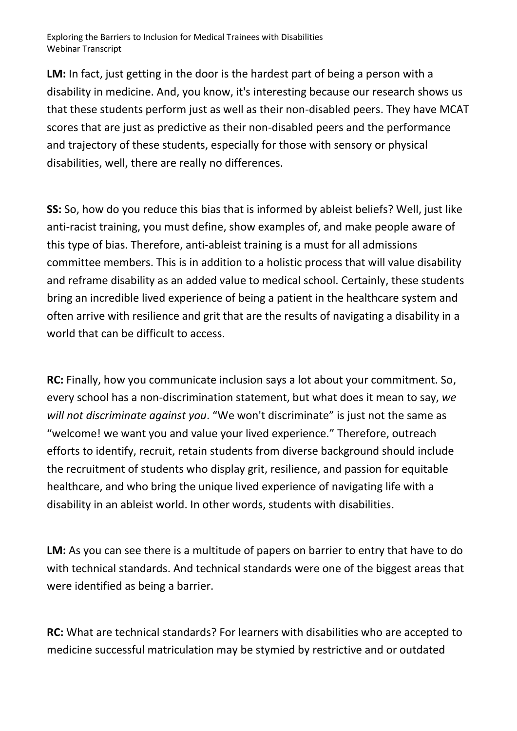**LM:** In fact, just getting in the door is the hardest part of being a person with a disability in medicine. And, you know, it's interesting because our research shows us that these students perform just as well as their non-disabled peers. They have MCAT scores that are just as predictive as their non-disabled peers and the performance and trajectory of these students, especially for those with sensory or physical disabilities, well, there are really no differences.

**SS:** So, how do you reduce this bias that is informed by ableist beliefs? Well, just like anti-racist training, you must define, show examples of, and make people aware of this type of bias. Therefore, anti-ableist training is a must for all admissions committee members. This is in addition to a holistic process that will value disability and reframe disability as an added value to medical school. Certainly, these students bring an incredible lived experience of being a patient in the healthcare system and often arrive with resilience and grit that are the results of navigating a disability in a world that can be difficult to access.

**RC:** Finally, how you communicate inclusion says a lot about your commitment. So, every school has a non-discrimination statement, but what does it mean to say, *we will not discriminate against you*. "We won't discriminate" is just not the same as "welcome! we want you and value your lived experience." Therefore, outreach efforts to identify, recruit, retain students from diverse background should include the recruitment of students who display grit, resilience, and passion for equitable healthcare, and who bring the unique lived experience of navigating life with a disability in an ableist world. In other words, students with disabilities.

**LM:** As you can see there is a multitude of papers on barrier to entry that have to do with technical standards. And technical standards were one of the biggest areas that were identified as being a barrier.

**RC:** What are technical standards? For learners with disabilities who are accepted to medicine successful matriculation may be stymied by restrictive and or outdated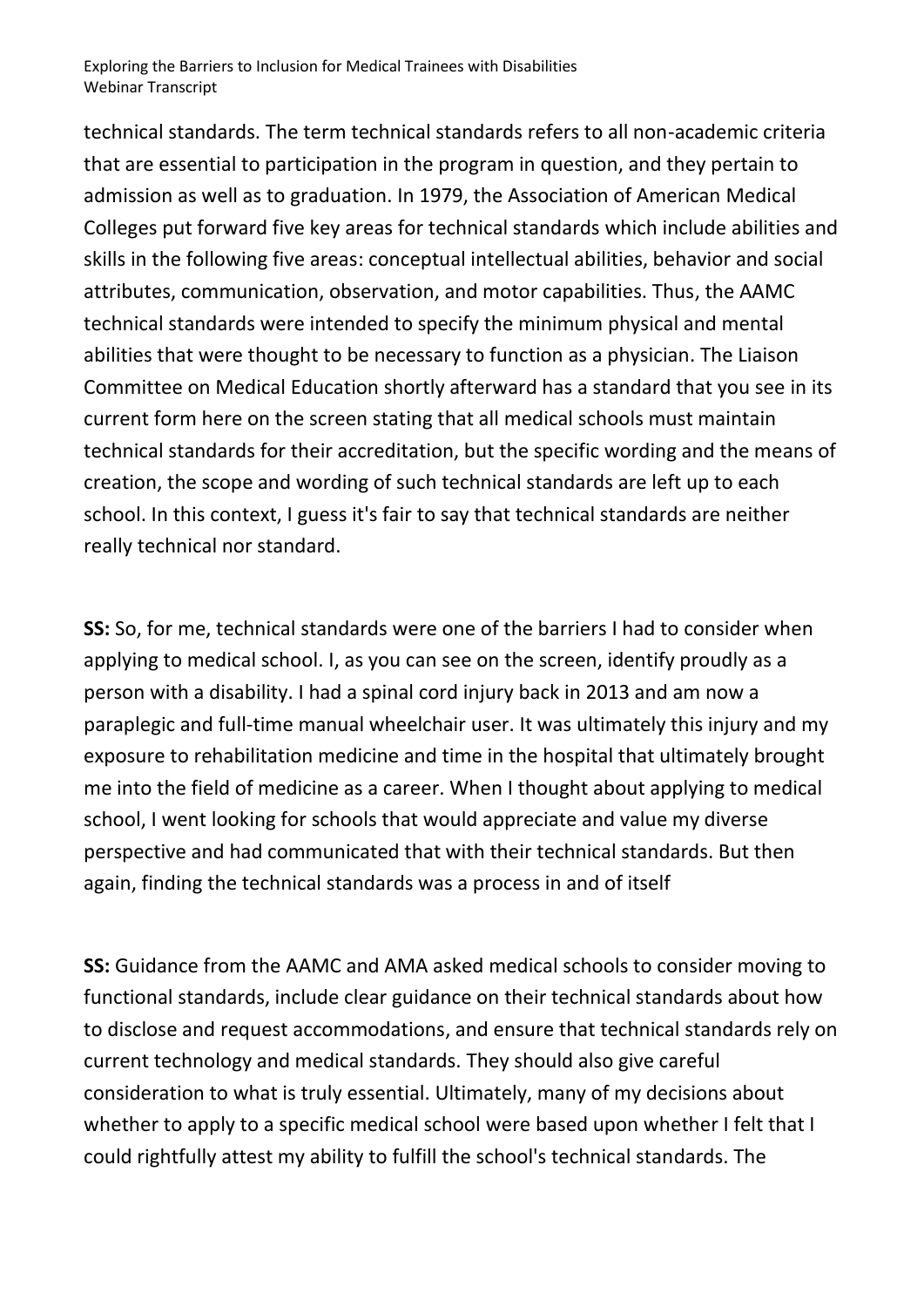technical standards. The term technical standards refers to all non-academic criteria that are essential to participation in the program in question, and they pertain to admission as well as to graduation. In 1979, the Association of American Medical Colleges put forward five key areas for technical standards which include abilities and skills in the following five areas: conceptual intellectual abilities, behavior and social attributes, communication, observation, and motor capabilities. Thus, the AAMC technical standards were intended to specify the minimum physical and mental abilities that were thought to be necessary to function as a physician. The Liaison Committee on Medical Education shortly afterward has a standard that you see in its current form here on the screen stating that all medical schools must maintain technical standards for their accreditation, but the specific wording and the means of creation, the scope and wording of such technical standards are left up to each school. In this context, I guess it's fair to say that technical standards are neither really technical nor standard.

**SS:** So, for me, technical standards were one of the barriers I had to consider when applying to medical school. I, as you can see on the screen, identify proudly as a person with a disability. I had a spinal cord injury back in 2013 and am now a paraplegic and full-time manual wheelchair user. It was ultimately this injury and my exposure to rehabilitation medicine and time in the hospital that ultimately brought me into the field of medicine as a career. When I thought about applying to medical school, I went looking for schools that would appreciate and value my diverse perspective and had communicated that with their technical standards. But then again, finding the technical standards was a process in and of itself

**SS:** Guidance from the AAMC and AMA asked medical schools to consider moving to functional standards, include clear guidance on their technical standards about how to disclose and request accommodations, and ensure that technical standards rely on current technology and medical standards. They should also give careful consideration to what is truly essential. Ultimately, many of my decisions about whether to apply to a specific medical school were based upon whether I felt that I could rightfully attest my ability to fulfill the school's technical standards. The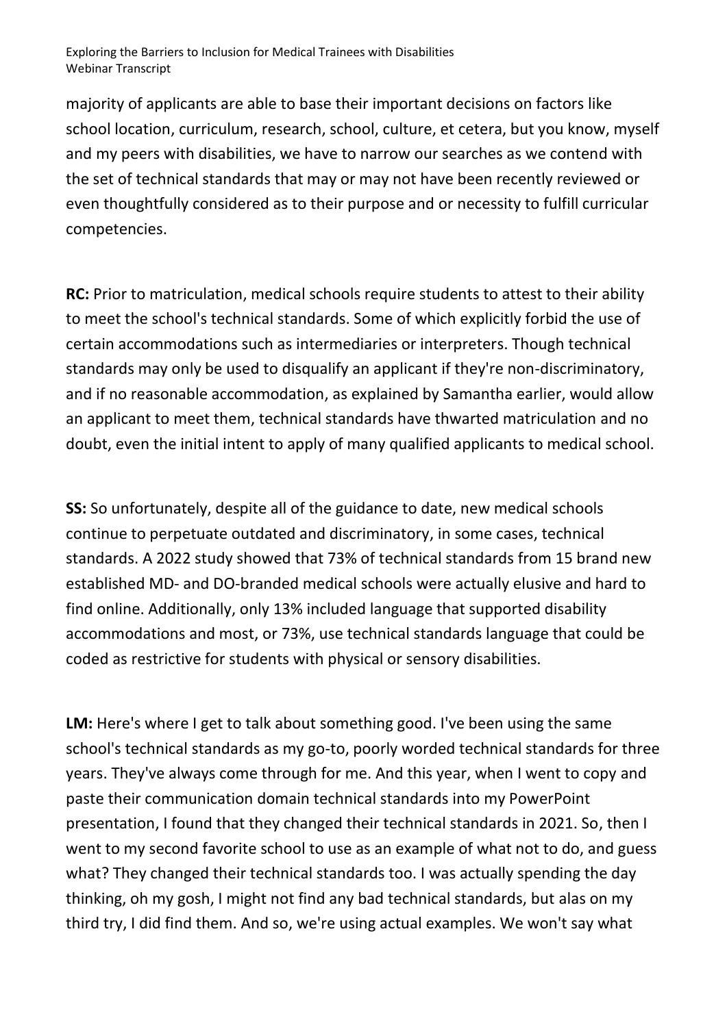majority of applicants are able to base their important decisions on factors like school location, curriculum, research, school, culture, et cetera, but you know, myself and my peers with disabilities, we have to narrow our searches as we contend with the set of technical standards that may or may not have been recently reviewed or even thoughtfully considered as to their purpose and or necessity to fulfill curricular competencies.

**RC:** Prior to matriculation, medical schools require students to attest to their ability to meet the school's technical standards. Some of which explicitly forbid the use of certain accommodations such as intermediaries or interpreters. Though technical standards may only be used to disqualify an applicant if they're non-discriminatory, and if no reasonable accommodation, as explained by Samantha earlier, would allow an applicant to meet them, technical standards have thwarted matriculation and no doubt, even the initial intent to apply of many qualified applicants to medical school.

**SS:** So unfortunately, despite all of the guidance to date, new medical schools continue to perpetuate outdated and discriminatory, in some cases, technical standards. A 2022 study showed that 73% of technical standards from 15 brand new established MD- and DO-branded medical schools were actually elusive and hard to find online. Additionally, only 13% included language that supported disability accommodations and most, or 73%, use technical standards language that could be coded as restrictive for students with physical or sensory disabilities.

**LM:** Here's where I get to talk about something good. I've been using the same school's technical standards as my go-to, poorly worded technical standards for three years. They've always come through for me. And this year, when I went to copy and paste their communication domain technical standards into my PowerPoint presentation, I found that they changed their technical standards in 2021. So, then I went to my second favorite school to use as an example of what not to do, and guess what? They changed their technical standards too. I was actually spending the day thinking, oh my gosh, I might not find any bad technical standards, but alas on my third try, I did find them. And so, we're using actual examples. We won't say what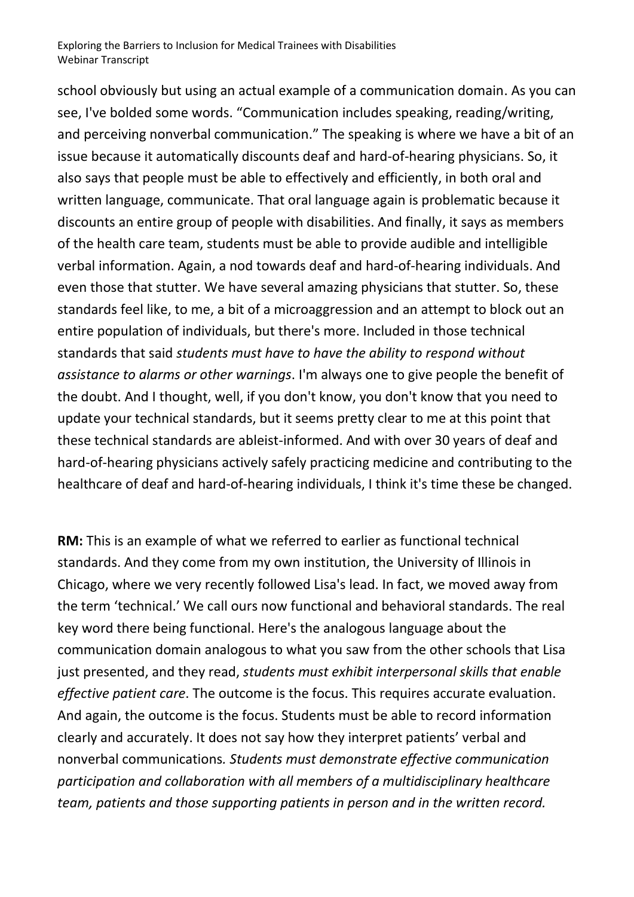school obviously but using an actual example of a communication domain. As you can see, I've bolded some words. "Communication includes speaking, reading/writing, and perceiving nonverbal communication." The speaking is where we have a bit of an issue because it automatically discounts deaf and hard-of-hearing physicians. So, it also says that people must be able to effectively and efficiently, in both oral and written language, communicate. That oral language again is problematic because it discounts an entire group of people with disabilities. And finally, it says as members of the health care team, students must be able to provide audible and intelligible verbal information. Again, a nod towards deaf and hard-of-hearing individuals. And even those that stutter. We have several amazing physicians that stutter. So, these standards feel like, to me, a bit of a microaggression and an attempt to block out an entire population of individuals, but there's more. Included in those technical standards that said *students must have to have the ability to respond without assistance to alarms or other warnings*. I'm always one to give people the benefit of the doubt. And I thought, well, if you don't know, you don't know that you need to update your technical standards, but it seems pretty clear to me at this point that these technical standards are ableist-informed. And with over 30 years of deaf and hard-of-hearing physicians actively safely practicing medicine and contributing to the healthcare of deaf and hard-of-hearing individuals, I think it's time these be changed.

**RM:** This is an example of what we referred to earlier as functional technical standards. And they come from my own institution, the University of Illinois in Chicago, where we very recently followed Lisa's lead. In fact, we moved away from the term 'technical.' We call ours now functional and behavioral standards. The real key word there being functional. Here's the analogous language about the communication domain analogous to what you saw from the other schools that Lisa just presented, and they read, *students must exhibit interpersonal skills that enable effective patient care*. The outcome is the focus. This requires accurate evaluation. And again, the outcome is the focus. Students must be able to record information clearly and accurately. It does not say how they interpret patients' verbal and nonverbal communications. *Students must demonstrate effective communication participation and collaboration with all members of a multidisciplinary healthcare team, patients and those supporting patients in person and in the written record.*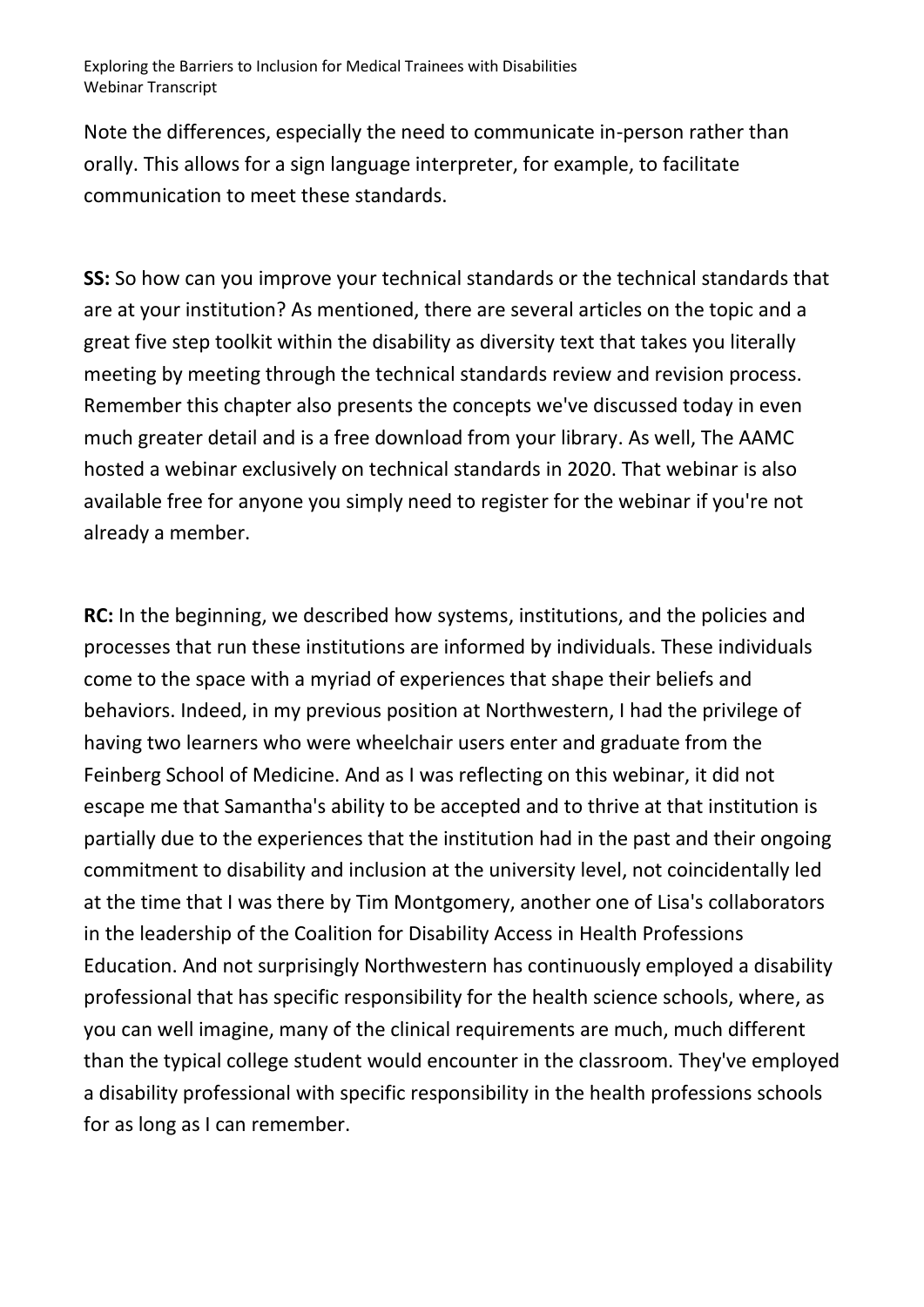Note the differences, especially the need to communicate in-person rather than orally. This allows for a sign language interpreter, for example, to facilitate communication to meet these standards.

**SS:** So how can you improve your technical standards or the technical standards that are at your institution? As mentioned, there are several articles on the topic and a great five step toolkit within the disability as diversity text that takes you literally meeting by meeting through the technical standards review and revision process. Remember this chapter also presents the concepts we've discussed today in even much greater detail and is a free download from your library. As well, The AAMC hosted a webinar exclusively on technical standards in 2020. That webinar is also available free for anyone you simply need to register for the webinar if you're not already a member.

**RC:** In the beginning, we described how systems, institutions, and the policies and processes that run these institutions are informed by individuals. These individuals come to the space with a myriad of experiences that shape their beliefs and behaviors. Indeed, in my previous position at Northwestern, I had the privilege of having two learners who were wheelchair users enter and graduate from the Feinberg School of Medicine. And as I was reflecting on this webinar, it did not escape me that Samantha's ability to be accepted and to thrive at that institution is partially due to the experiences that the institution had in the past and their ongoing commitment to disability and inclusion at the university level, not coincidentally led at the time that I was there by Tim Montgomery, another one of Lisa's collaborators in the leadership of the Coalition for Disability Access in Health Professions Education. And not surprisingly Northwestern has continuously employed a disability professional that has specific responsibility for the health science schools, where, as you can well imagine, many of the clinical requirements are much, much different than the typical college student would encounter in the classroom. They've employed a disability professional with specific responsibility in the health professions schools for as long as I can remember.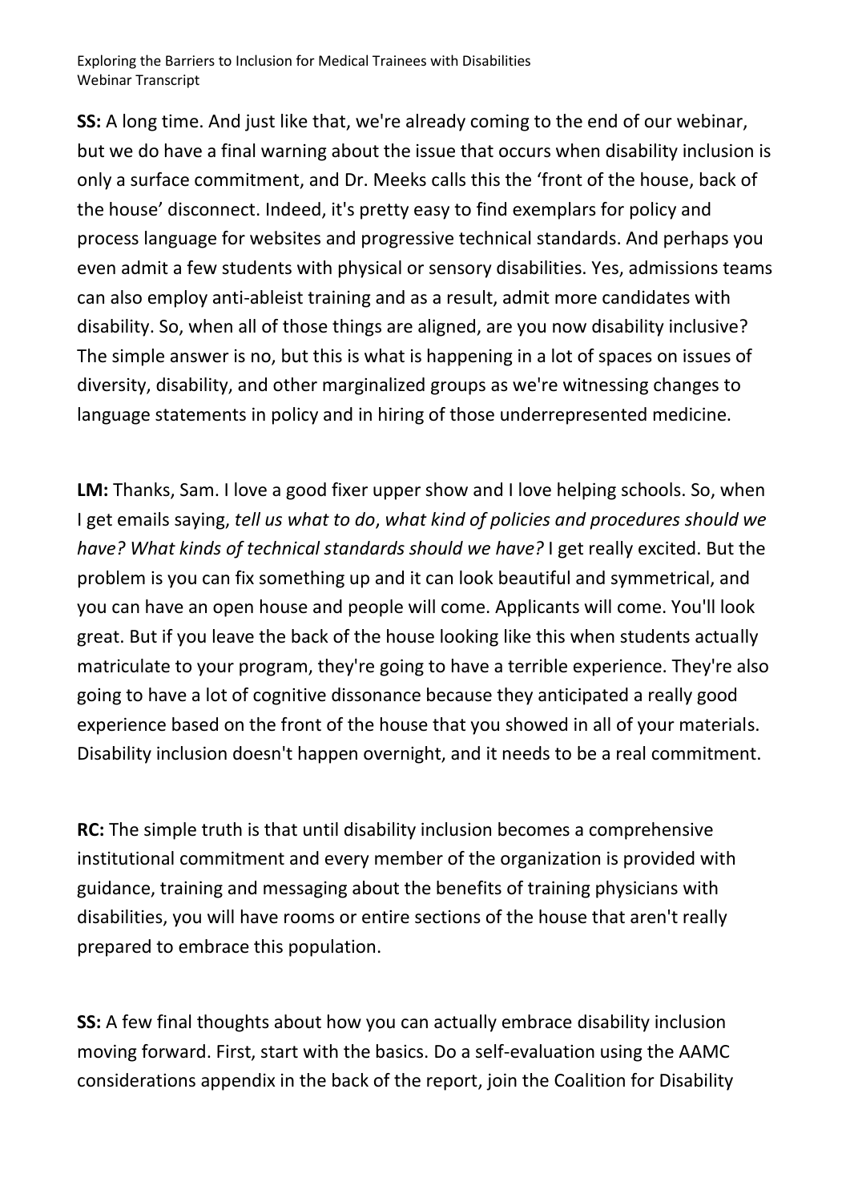**SS:** A long time. And just like that, we're already coming to the end of our webinar, but we do have a final warning about the issue that occurs when disability inclusion is only a surface commitment, and Dr. Meeks calls this the 'front of the house, back of the house' disconnect. Indeed, it's pretty easy to find exemplars for policy and process language for websites and progressive technical standards. And perhaps you even admit a few students with physical or sensory disabilities. Yes, admissions teams can also employ anti-ableist training and as a result, admit more candidates with disability. So, when all of those things are aligned, are you now disability inclusive? The simple answer is no, but this is what is happening in a lot of spaces on issues of diversity, disability, and other marginalized groups as we're witnessing changes to language statements in policy and in hiring of those underrepresented medicine.

**LM:** Thanks, Sam. I love a good fixer upper show and I love helping schools. So, when I get emails saying, *tell us what to do*, *what kind of policies and procedures should we have? What kinds of technical standards should we have?* I get really excited. But the problem is you can fix something up and it can look beautiful and symmetrical, and you can have an open house and people will come. Applicants will come. You'll look great. But if you leave the back of the house looking like this when students actually matriculate to your program, they're going to have a terrible experience. They're also going to have a lot of cognitive dissonance because they anticipated a really good experience based on the front of the house that you showed in all of your materials. Disability inclusion doesn't happen overnight, and it needs to be a real commitment.

**RC:** The simple truth is that until disability inclusion becomes a comprehensive institutional commitment and every member of the organization is provided with guidance, training and messaging about the benefits of training physicians with disabilities, you will have rooms or entire sections of the house that aren't really prepared to embrace this population.

**SS:** A few final thoughts about how you can actually embrace disability inclusion moving forward. First, start with the basics. Do a self-evaluation using the AAMC considerations appendix in the back of the report, join the Coalition for Disability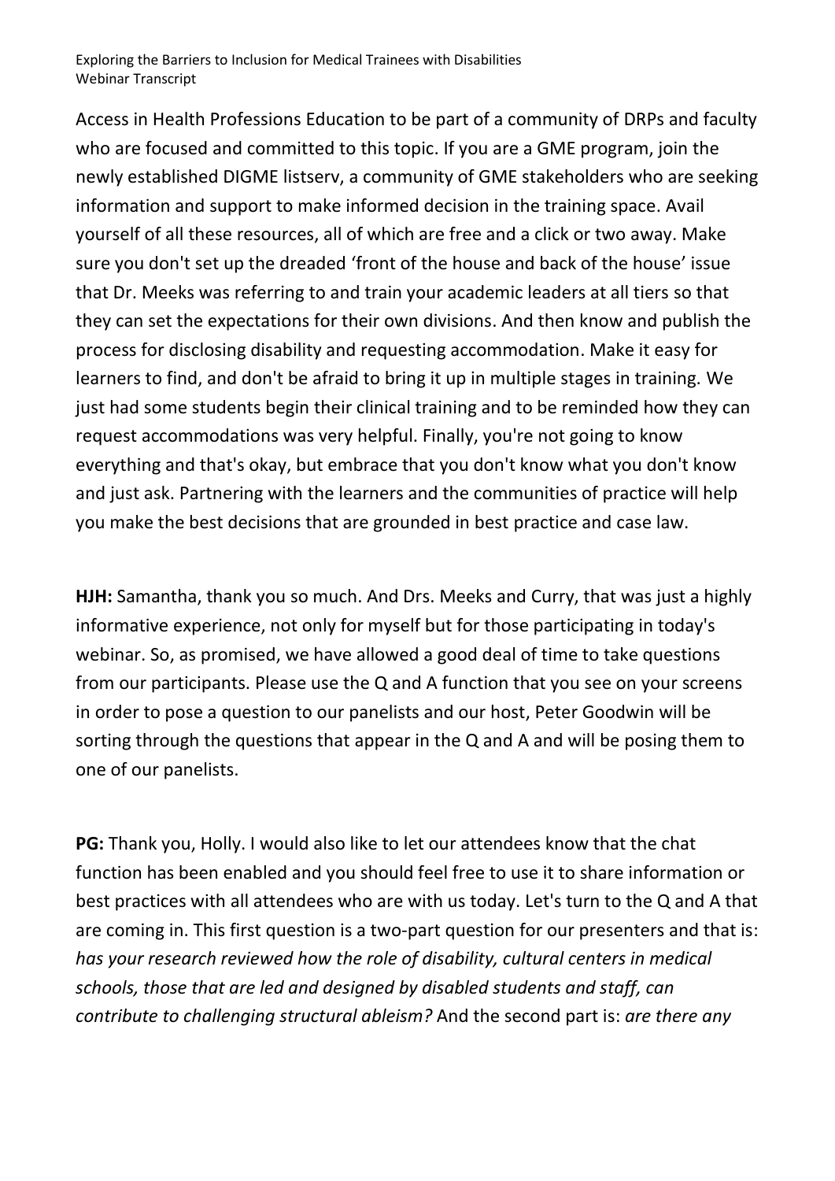Access in Health Professions Education to be part of a community of DRPs and faculty who are focused and committed to this topic. If you are a GME program, join the newly established DIGME listserv, a community of GME stakeholders who are seeking information and support to make informed decision in the training space. Avail yourself of all these resources, all of which are free and a click or two away. Make sure you don't set up the dreaded 'front of the house and back of the house' issue that Dr. Meeks was referring to and train your academic leaders at all tiers so that they can set the expectations for their own divisions. And then know and publish the process for disclosing disability and requesting accommodation. Make it easy for learners to find, and don't be afraid to bring it up in multiple stages in training. We just had some students begin their clinical training and to be reminded how they can request accommodations was very helpful. Finally, you're not going to know everything and that's okay, but embrace that you don't know what you don't know and just ask. Partnering with the learners and the communities of practice will help you make the best decisions that are grounded in best practice and case law.

**HJH:** Samantha, thank you so much. And Drs. Meeks and Curry, that was just a highly informative experience, not only for myself but for those participating in today's webinar. So, as promised, we have allowed a good deal of time to take questions from our participants. Please use the Q and A function that you see on your screens in order to pose a question to our panelists and our host, Peter Goodwin will be sorting through the questions that appear in the Q and A and will be posing them to one of our panelists.

**PG:** Thank you, Holly. I would also like to let our attendees know that the chat function has been enabled and you should feel free to use it to share information or best practices with all attendees who are with us today. Let's turn to the Q and A that are coming in. This first question is a two-part question for our presenters and that is: *has your research reviewed how the role of disability, cultural centers in medical schools, those that are led and designed by disabled students and staff, can contribute to challenging structural ableism?* And the second part is: *are there any*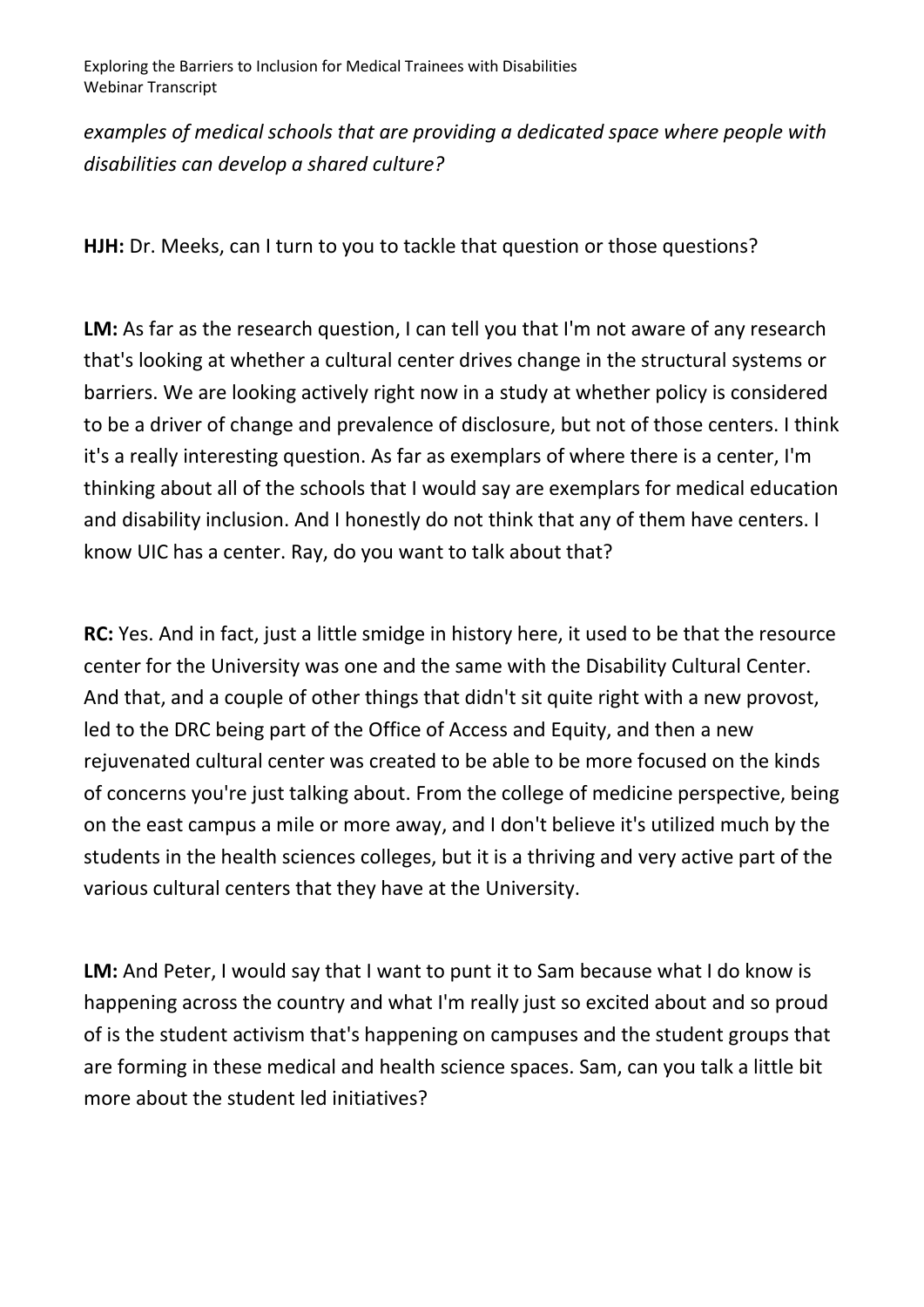*examples of medical schools that are providing a dedicated space where people with disabilities can develop a shared culture?*

**HJH:** Dr. Meeks, can I turn to you to tackle that question or those questions?

**LM:** As far as the research question, I can tell you that I'm not aware of any research that's looking at whether a cultural center drives change in the structural systems or barriers. We are looking actively right now in a study at whether policy is considered to be a driver of change and prevalence of disclosure, but not of those centers. I think it's a really interesting question. As far as exemplars of where there is a center, I'm thinking about all of the schools that I would say are exemplars for medical education and disability inclusion. And I honestly do not think that any of them have centers. I know UIC has a center. Ray, do you want to talk about that?

**RC:** Yes. And in fact, just a little smidge in history here, it used to be that the resource center for the University was one and the same with the Disability Cultural Center. And that, and a couple of other things that didn't sit quite right with a new provost, led to the DRC being part of the Office of Access and Equity, and then a new rejuvenated cultural center was created to be able to be more focused on the kinds of concerns you're just talking about. From the college of medicine perspective, being on the east campus a mile or more away, and I don't believe it's utilized much by the students in the health sciences colleges, but it is a thriving and very active part of the various cultural centers that they have at the University.

**LM:** And Peter, I would say that I want to punt it to Sam because what I do know is happening across the country and what I'm really just so excited about and so proud of is the student activism that's happening on campuses and the student groups that are forming in these medical and health science spaces. Sam, can you talk a little bit more about the student led initiatives?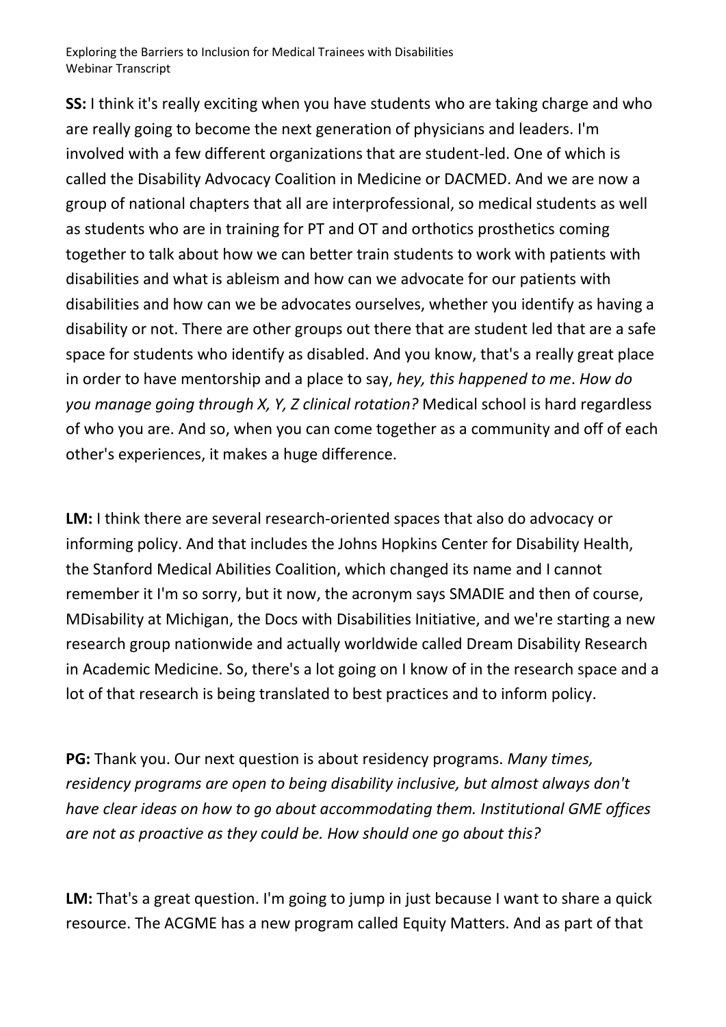**SS:** I think it's really exciting when you have students who are taking charge and who are really going to become the next generation of physicians and leaders. I'm involved with a few different organizations that are student-led. One of which is called the Disability Advocacy Coalition in Medicine or DACMED. And we are now a group of national chapters that all are interprofessional, so medical students as well as students who are in training for PT and OT and orthotics prosthetics coming together to talk about how we can better train students to work with patients with disabilities and what is ableism and how can we advocate for our patients with disabilities and how can we be advocates ourselves, whether you identify as having a disability or not. There are other groups out there that are student led that are a safe space for students who identify as disabled. And you know, that's a really great place in order to have mentorship and a place to say, *hey, this happened to me*. *How do you manage going through X, Y, Z clinical rotation?* Medical school is hard regardless of who you are. And so, when you can come together as a community and off of each other's experiences, it makes a huge difference.

**LM:** I think there are several research-oriented spaces that also do advocacy or informing policy. And that includes the Johns Hopkins Center for Disability Health, the Stanford Medical Abilities Coalition, which changed its name and I cannot remember it I'm so sorry, but it now, the acronym says SMADIE and then of course, MDisability at Michigan, the Docs with Disabilities Initiative, and we're starting a new research group nationwide and actually worldwide called Dream Disability Research in Academic Medicine. So, there's a lot going on I know of in the research space and a lot of that research is being translated to best practices and to inform policy.

**PG:** Thank you. Our next question is about residency programs. *Many times, residency programs are open to being disability inclusive, but almost always don't have clear ideas on how to go about accommodating them. Institutional GME offices are not as proactive as they could be. How should one go about this?*

**LM:** That's a great question. I'm going to jump in just because I want to share a quick resource. The ACGME has a new program called Equity Matters. And as part of that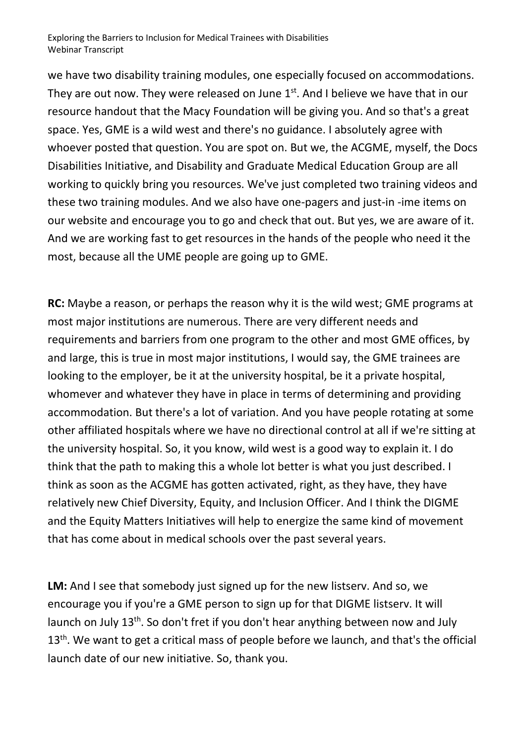we have two disability training modules, one especially focused on accommodations. They are out now. They were released on June 1st. And I believe we have that in our resource handout that the Macy Foundation will be giving you. And so that's a great space. Yes, GME is a wild west and there's no guidance. I absolutely agree with whoever posted that question. You are spot on. But we, the ACGME, myself, the Docs Disabilities Initiative, and Disability and Graduate Medical Education Group are all working to quickly bring you resources. We've just completed two training videos and these two training modules. And we also have one-pagers and just-in -ime items on our website and encourage you to go and check that out. But yes, we are aware of it. And we are working fast to get resources in the hands of the people who need it the most, because all the UME people are going up to GME.

**RC:** Maybe a reason, or perhaps the reason why it is the wild west; GME programs at most major institutions are numerous. There are very different needs and requirements and barriers from one program to the other and most GME offices, by and large, this is true in most major institutions, I would say, the GME trainees are looking to the employer, be it at the university hospital, be it a private hospital, whomever and whatever they have in place in terms of determining and providing accommodation. But there's a lot of variation. And you have people rotating at some other affiliated hospitals where we have no directional control at all if we're sitting at the university hospital. So, it you know, wild west is a good way to explain it. I do think that the path to making this a whole lot better is what you just described. I think as soon as the ACGME has gotten activated, right, as they have, they have relatively new Chief Diversity, Equity, and Inclusion Officer. And I think the DIGME and the Equity Matters Initiatives will help to energize the same kind of movement that has come about in medical schools over the past several years.

**LM:** And I see that somebody just signed up for the new listserv. And so, we encourage you if you're a GME person to sign up for that DIGME listserv. It will launch on July 13th. So don't fret if you don't hear anything between now and July 13th. We want to get a critical mass of people before we launch, and that's the official launch date of our new initiative. So, thank you.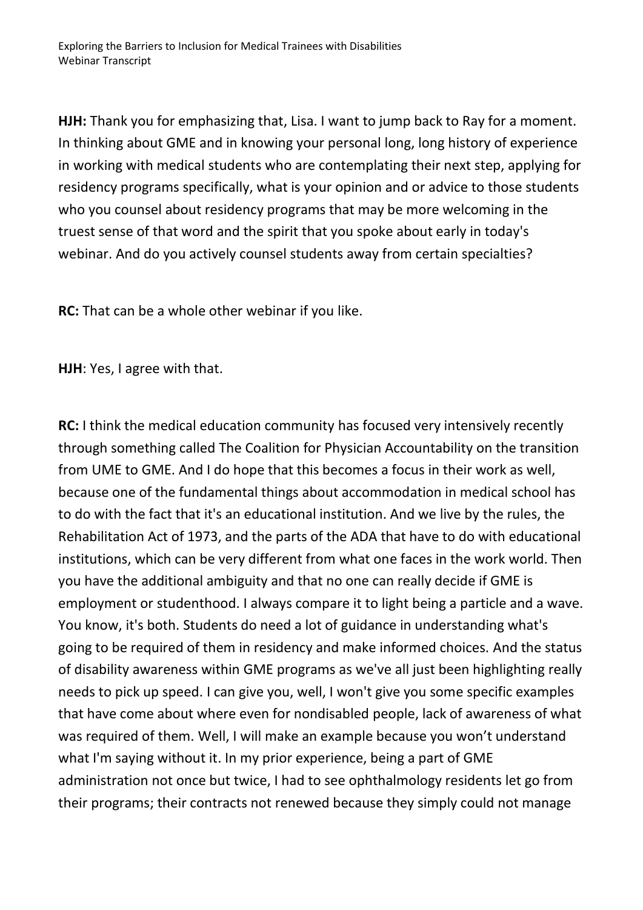**HJH:** Thank you for emphasizing that, Lisa. I want to jump back to Ray for a moment. In thinking about GME and in knowing your personal long, long history of experience in working with medical students who are contemplating their next step, applying for residency programs specifically, what is your opinion and or advice to those students who you counsel about residency programs that may be more welcoming in the truest sense of that word and the spirit that you spoke about early in today's webinar. And do you actively counsel students away from certain specialties?

**RC:** That can be a whole other webinar if you like.

**HJH**: Yes, I agree with that.

**RC:** I think the medical education community has focused very intensively recently through something called The Coalition for Physician Accountability on the transition from UME to GME. And I do hope that this becomes a focus in their work as well, because one of the fundamental things about accommodation in medical school has to do with the fact that it's an educational institution. And we live by the rules, the Rehabilitation Act of 1973, and the parts of the ADA that have to do with educational institutions, which can be very different from what one faces in the work world. Then you have the additional ambiguity and that no one can really decide if GME is employment or studenthood. I always compare it to light being a particle and a wave. You know, it's both. Students do need a lot of guidance in understanding what's going to be required of them in residency and make informed choices. And the status of disability awareness within GME programs as we've all just been highlighting really needs to pick up speed. I can give you, well, I won't give you some specific examples that have come about where even for nondisabled people, lack of awareness of what was required of them. Well, I will make an example because you won't understand what I'm saying without it. In my prior experience, being a part of GME administration not once but twice, I had to see ophthalmology residents let go from their programs; their contracts not renewed because they simply could not manage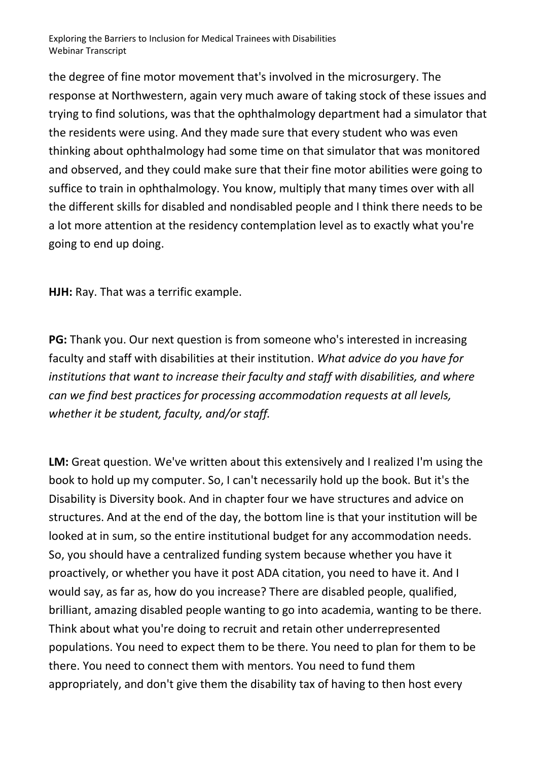the degree of fine motor movement that's involved in the microsurgery. The response at Northwestern, again very much aware of taking stock of these issues and trying to find solutions, was that the ophthalmology department had a simulator that the residents were using. And they made sure that every student who was even thinking about ophthalmology had some time on that simulator that was monitored and observed, and they could make sure that their fine motor abilities were going to suffice to train in ophthalmology. You know, multiply that many times over with all the different skills for disabled and nondisabled people and I think there needs to be a lot more attention at the residency contemplation level as to exactly what you're going to end up doing.

**HJH:** Ray. That was a terrific example.

**PG:** Thank you. Our next question is from someone who's interested in increasing faculty and staff with disabilities at their institution. *What advice do you have for institutions that want to increase their faculty and staff with disabilities, and where can we find best practices for processing accommodation requests at all levels, whether it be student, faculty, and/or staff.*

**LM:** Great question. We've written about this extensively and I realized I'm using the book to hold up my computer. So, I can't necessarily hold up the book. But it's the Disability is Diversity book. And in chapter four we have structures and advice on structures. And at the end of the day, the bottom line is that your institution will be looked at in sum, so the entire institutional budget for any accommodation needs. So, you should have a centralized funding system because whether you have it proactively, or whether you have it post ADA citation, you need to have it. And I would say, as far as, how do you increase? There are disabled people, qualified, brilliant, amazing disabled people wanting to go into academia, wanting to be there. Think about what you're doing to recruit and retain other underrepresented populations. You need to expect them to be there. You need to plan for them to be there. You need to connect them with mentors. You need to fund them appropriately, and don't give them the disability tax of having to then host every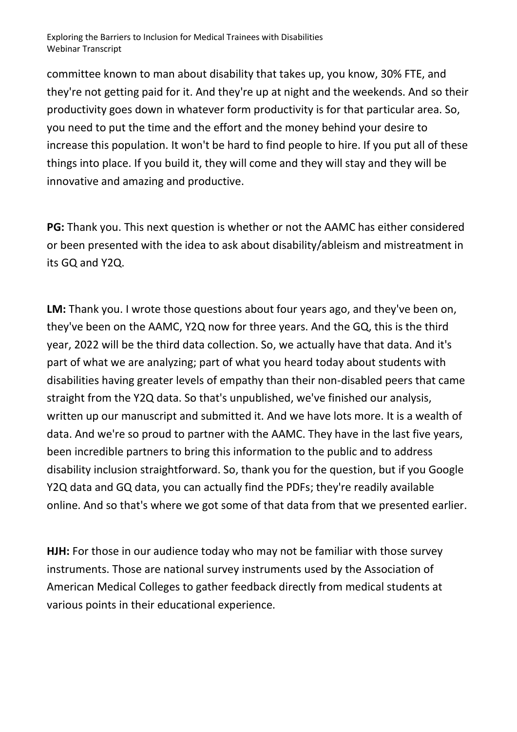committee known to man about disability that takes up, you know, 30% FTE, and they're not getting paid for it. And they're up at night and the weekends. And so their productivity goes down in whatever form productivity is for that particular area. So, you need to put the time and the effort and the money behind your desire to increase this population. It won't be hard to find people to hire. If you put all of these things into place. If you build it, they will come and they will stay and they will be innovative and amazing and productive.

**PG:** Thank you. This next question is whether or not the AAMC has either considered or been presented with the idea to ask about disability/ableism and mistreatment in its GQ and Y2Q.

**LM:** Thank you. I wrote those questions about four years ago, and they've been on, they've been on the AAMC, Y2Q now for three years. And the GQ, this is the third year, 2022 will be the third data collection. So, we actually have that data. And it's part of what we are analyzing; part of what you heard today about students with disabilities having greater levels of empathy than their non-disabled peers that came straight from the Y2Q data. So that's unpublished, we've finished our analysis, written up our manuscript and submitted it. And we have lots more. It is a wealth of data. And we're so proud to partner with the AAMC. They have in the last five years, been incredible partners to bring this information to the public and to address disability inclusion straightforward. So, thank you for the question, but if you Google Y2Q data and GQ data, you can actually find the PDFs; they're readily available online. And so that's where we got some of that data from that we presented earlier.

**HJH:** For those in our audience today who may not be familiar with those survey instruments. Those are national survey instruments used by the Association of American Medical Colleges to gather feedback directly from medical students at various points in their educational experience.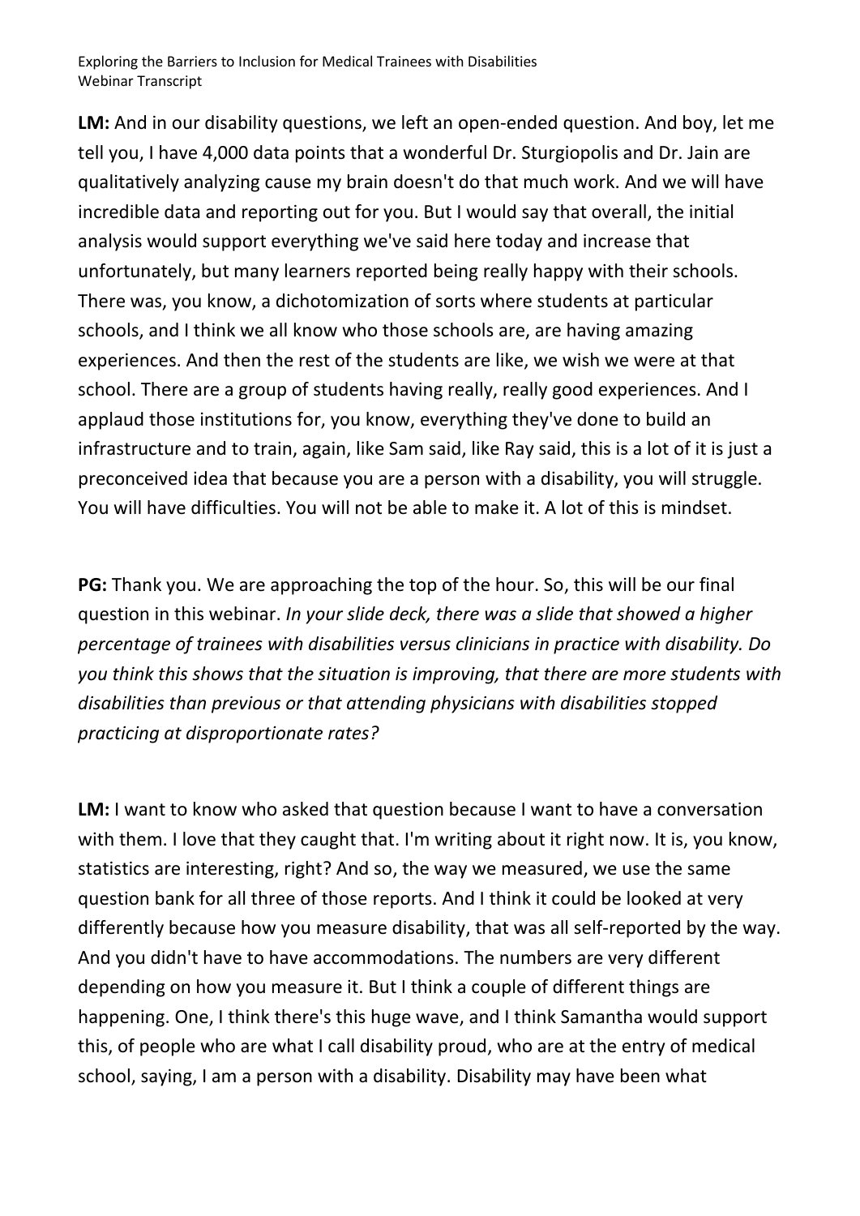**LM:** And in our disability questions, we left an open-ended question. And boy, let me tell you, I have 4,000 data points that a wonderful Dr. Sturgiopolis and Dr. Jain are qualitatively analyzing cause my brain doesn't do that much work. And we will have incredible data and reporting out for you. But I would say that overall, the initial analysis would support everything we've said here today and increase that unfortunately, but many learners reported being really happy with their schools. There was, you know, a dichotomization of sorts where students at particular schools, and I think we all know who those schools are, are having amazing experiences. And then the rest of the students are like, we wish we were at that school. There are a group of students having really, really good experiences. And I applaud those institutions for, you know, everything they've done to build an infrastructure and to train, again, like Sam said, like Ray said, this is a lot of it is just a preconceived idea that because you are a person with a disability, you will struggle. You will have difficulties. You will not be able to make it. A lot of this is mindset.

**PG:** Thank you. We are approaching the top of the hour. So, this will be our final question in this webinar. *In your slide deck, there was a slide that showed a higher percentage of trainees with disabilities versus clinicians in practice with disability. Do you think this shows that the situation is improving, that there are more students with disabilities than previous or that attending physicians with disabilities stopped practicing at disproportionate rates?*

**LM:** I want to know who asked that question because I want to have a conversation with them. I love that they caught that. I'm writing about it right now. It is, you know, statistics are interesting, right? And so, the way we measured, we use the same question bank for all three of those reports. And I think it could be looked at very differently because how you measure disability, that was all self-reported by the way. And you didn't have to have accommodations. The numbers are very different depending on how you measure it. But I think a couple of different things are happening. One, I think there's this huge wave, and I think Samantha would support this, of people who are what I call disability proud, who are at the entry of medical school, saying, I am a person with a disability. Disability may have been what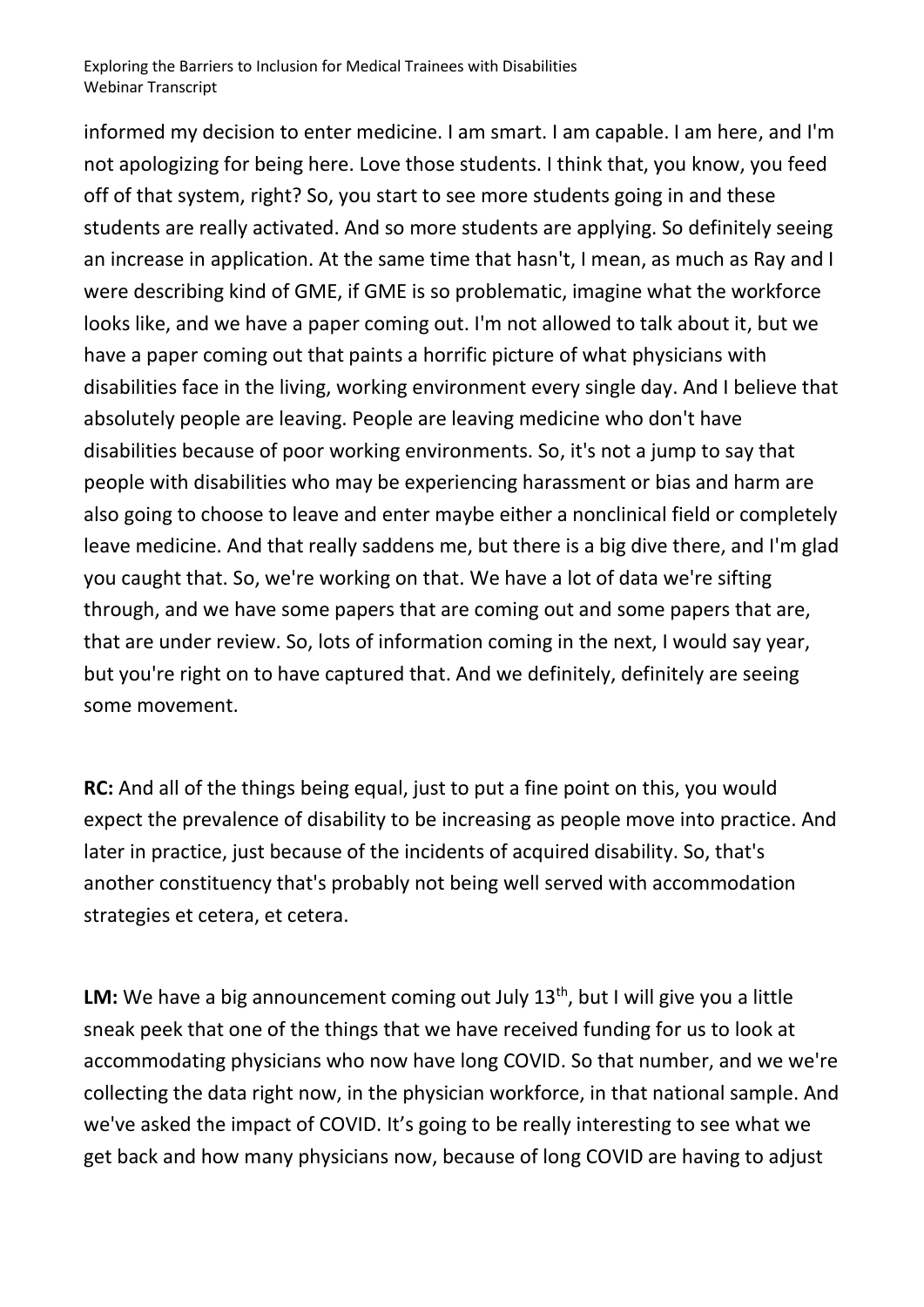informed my decision to enter medicine. I am smart. I am capable. I am here, and I'm not apologizing for being here. Love those students. I think that, you know, you feed off of that system, right? So, you start to see more students going in and these students are really activated. And so more students are applying. So definitely seeing an increase in application. At the same time that hasn't, I mean, as much as Ray and I were describing kind of GME, if GME is so problematic, imagine what the workforce looks like, and we have a paper coming out. I'm not allowed to talk about it, but we have a paper coming out that paints a horrific picture of what physicians with disabilities face in the living, working environment every single day. And I believe that absolutely people are leaving. People are leaving medicine who don't have disabilities because of poor working environments. So, it's not a jump to say that people with disabilities who may be experiencing harassment or bias and harm are also going to choose to leave and enter maybe either a nonclinical field or completely leave medicine. And that really saddens me, but there is a big dive there, and I'm glad you caught that. So, we're working on that. We have a lot of data we're sifting through, and we have some papers that are coming out and some papers that are, that are under review. So, lots of information coming in the next, I would say year, but you're right on to have captured that. And we definitely, definitely are seeing some movement.

**RC:** And all of the things being equal, just to put a fine point on this, you would expect the prevalence of disability to be increasing as people move into practice. And later in practice, just because of the incidents of acquired disability. So, that's another constituency that's probably not being well served with accommodation strategies et cetera, et cetera.

**LM:** We have a big announcement coming out July 13th, but I will give you a little sneak peek that one of the things that we have received funding for us to look at accommodating physicians who now have long COVID. So that number, and we we're collecting the data right now, in the physician workforce, in that national sample. And we've asked the impact of COVID. It's going to be really interesting to see what we get back and how many physicians now, because of long COVID are having to adjust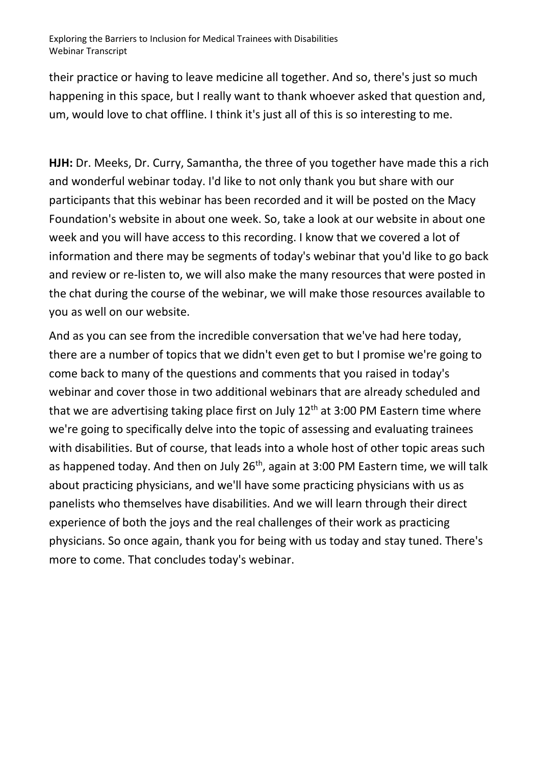their practice or having to leave medicine all together. And so, there's just so much happening in this space, but I really want to thank whoever asked that question and, um, would love to chat offline. I think it's just all of this is so interesting to me.

**HJH:** Dr. Meeks, Dr. Curry, Samantha, the three of you together have made this a rich and wonderful webinar today. I'd like to not only thank you but share with our participants that this webinar has been recorded and it will be posted on the Macy Foundation's website in about one week. So, take a look at our website in about one week and you will have access to this recording. I know that we covered a lot of information and there may be segments of today's webinar that you'd like to go back and review or re-listen to, we will also make the many resources that were posted in the chat during the course of the webinar, we will make those resources available to you as well on our website.

And as you can see from the incredible conversation that we've had here today, there are a number of topics that we didn't even get to but I promise we're going to come back to many of the questions and comments that you raised in today's webinar and cover those in two additional webinars that are already scheduled and that we are advertising taking place first on July 12th at 3:00 PM Eastern time where we're going to specifically delve into the topic of assessing and evaluating trainees with disabilities. But of course, that leads into a whole host of other topic areas such as happened today. And then on July 26th, again at 3:00 PM Eastern time, we will talk about practicing physicians, and we'll have some practicing physicians with us as panelists who themselves have disabilities. And we will learn through their direct experience of both the joys and the real challenges of their work as practicing physicians. So once again, thank you for being with us today and stay tuned. There's more to come. That concludes today's webinar.